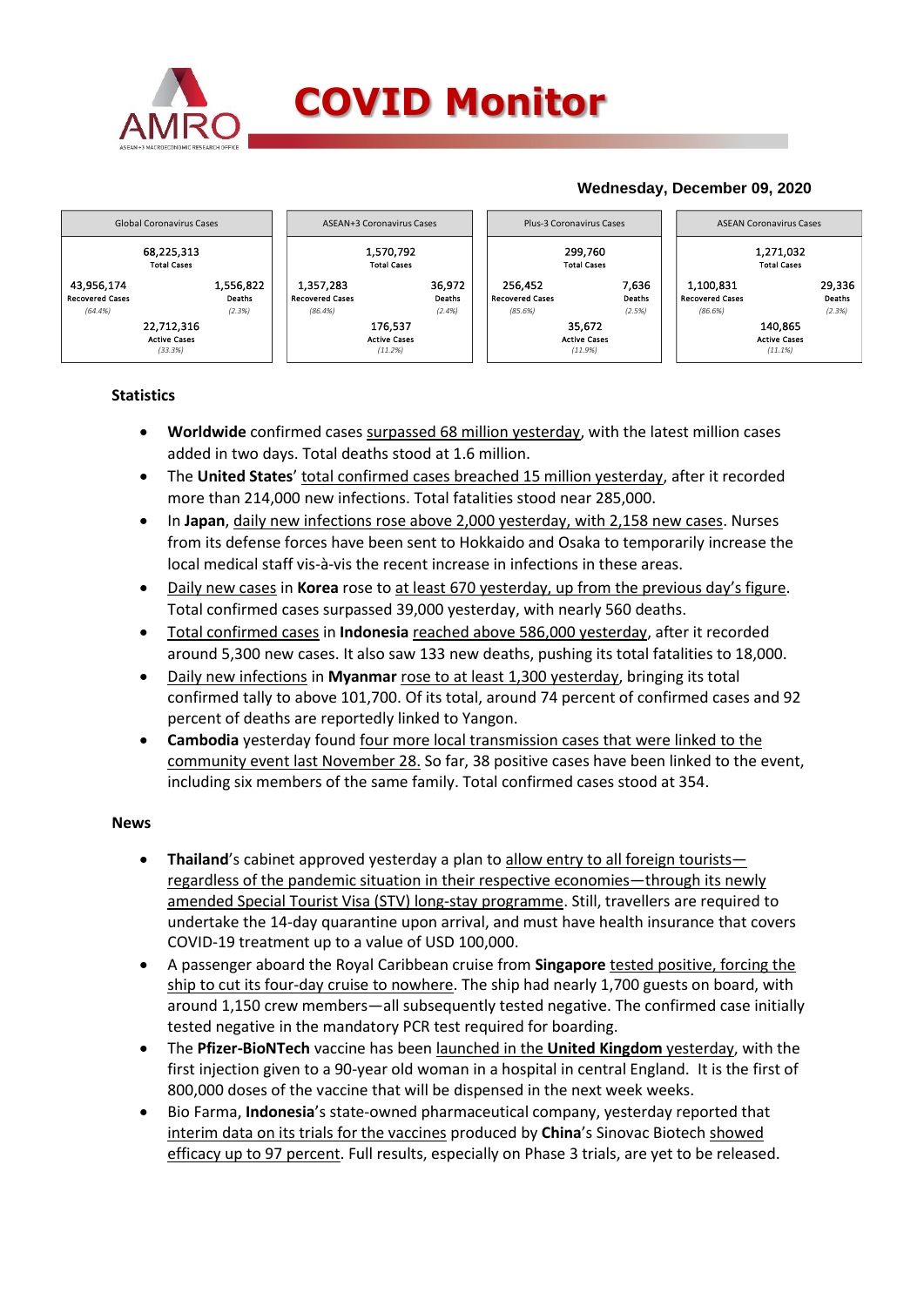# COVID Monitor

**Wednesday, December 09, 2020**

| Global Coronavirus Cases | | ASEAN+3 Coronavirus Cases | | Plus-3 Coronavirus Cases | | ASEAN Coronavirus Cases | |
|---|---|---|---|---|---|---|---|
| 68,225,313 Total Cases | | 1,570,792 Total Cases | | 299,760 Total Cases | | 1,271,032 Total Cases | |
| 43,956,174 Recovered Cases (64.4%) | 1,556,822 Deaths (2.3%) | 1,357,283 Recovered Cases (86.4%) | 36,972 Deaths (2.4%) | 256,452 Recovered Cases (85.6%) | 7,636 Deaths (2.5%) | 1,100,831 Recovered Cases (86.6%) | 29,336 Deaths (2.3%) |
| 22,712,316 Active Cases (33.3%) | | 176,537 Active Cases (11.2%) | | 35,672 Active Cases (11.9%) | | 140,865 Active Cases (11.1%) | |

## Statistics

- **Worldwide** confirmed cases surpassed 68 million yesterday, with the latest million cases added in two days. Total deaths stood at 1.6 million.
- The **United States**' total confirmed cases breached 15 million yesterday, after it recorded more than 214,000 new infections. Total fatalities stood near 285,000.
- In **Japan**, daily new infections rose above 2,000 yesterday, with 2,158 new cases. Nurses from its defense forces have been sent to Hokkaido and Osaka to temporarily increase the local medical staff vis-à-vis the recent increase in infections in these areas.
- Daily new cases in **Korea** rose to at least 670 yesterday, up from the previous day's figure. Total confirmed cases surpassed 39,000 yesterday, with nearly 560 deaths.
- Total confirmed cases in **Indonesia** reached above 586,000 yesterday, after it recorded around 5,300 new cases. It also saw 133 new deaths, pushing its total fatalities to 18,000.
- Daily new infections in **Myanmar** rose to at least 1,300 yesterday, bringing its total confirmed tally to above 101,700. Of its total, around 74 percent of confirmed cases and 92 percent of deaths are reportedly linked to Yangon.
- **Cambodia** yesterday found four more local transmission cases that were linked to the community event last November 28. So far, 38 positive cases have been linked to the event, including six members of the same family. Total confirmed cases stood at 354.

## News

- **Thailand**'s cabinet approved yesterday a plan to allow entry to all foreign tourists—regardless of the pandemic situation in their respective economies—through its newly amended Special Tourist Visa (STV) long-stay programme. Still, travellers are required to undertake the 14-day quarantine upon arrival, and must have health insurance that covers COVID-19 treatment up to a value of USD 100,000.
- A passenger aboard the Royal Caribbean cruise from **Singapore** tested positive, forcing the ship to cut its four-day cruise to nowhere. The ship had nearly 1,700 guests on board, with around 1,150 crew members—all subsequently tested negative. The confirmed case initially tested negative in the mandatory PCR test required for boarding.
- The **Pfizer-BioNTech** vaccine has been launched in the **United Kingdom** yesterday, with the first injection given to a 90-year old woman in a hospital in central England. It is the first of 800,000 doses of the vaccine that will be dispensed in the next week weeks.
- Bio Farma, **Indonesia**'s state-owned pharmaceutical company, yesterday reported that interim data on its trials for the vaccines produced by **China**'s Sinovac Biotech showed efficacy up to 97 percent. Full results, especially on Phase 3 trials, are yet to be released.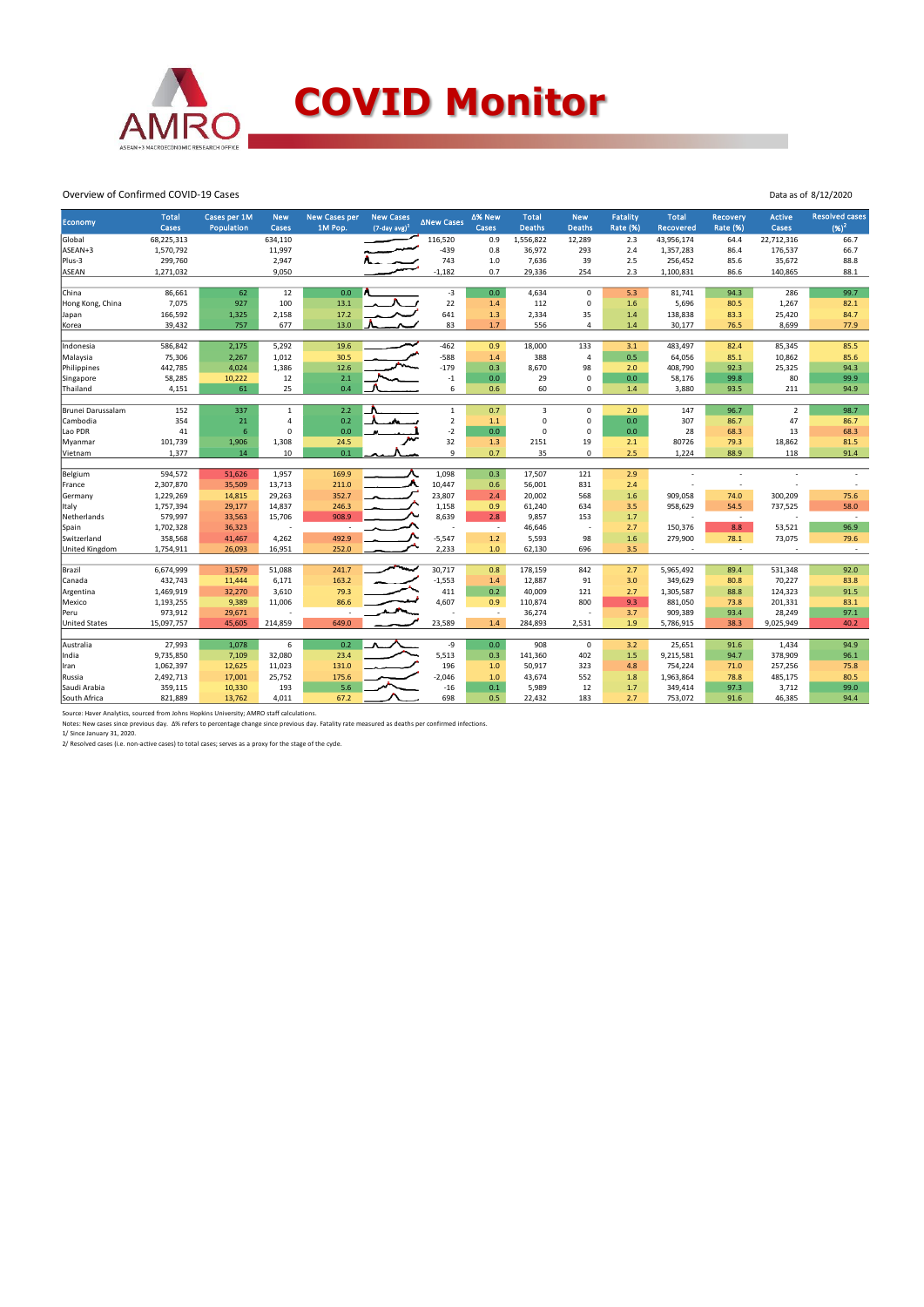# COVID Monitor

Overview of Confirmed COVID-19 Cases

Data as of 8/12/2020

| Economy | Total Cases | Cases per 1M Population | New Cases | New Cases per 1M Pop. | New Cases (7-day avg)[1] | ΔNew Cases | Δ% New Cases | Total Deaths | New Deaths | Fatality Rate (%) | Total Recovered | Recovery Rate (%) | Active Cases | Resolved cases (%)[2] |
|---|---|---|---|---|---|---|---|---|---|---|---|---|---|---|
| Global | 68,225,313 | | 634,110 | | | 116,520 | 0.9 | 1,556,822 | 12,289 | 2.3 | 43,956,174 | 64.4 | 22,712,316 | 66.7 |
| ASEAN+3 | 1,570,792 | | 11,997 | | | -439 | 0.8 | 36,972 | 293 | 2.4 | 1,357,283 | 86.4 | 176,537 | 66.7 |
| Plus-3 | 299,760 | | 2,947 | | | 743 | 1.0 | 7,636 | 39 | 2.5 | 256,452 | 85.6 | 35,672 | 88.8 |
| ASEAN | 1,271,032 | | 9,050 | | | -1,182 | 0.7 | 29,336 | 254 | 2.3 | 1,100,831 | 86.6 | 140,865 | 88.1 |
| | | | | | | | | | | | | | | |
| China | 86,661 | 62 | 12 | 0.0 | | -3 | 0.0 | 4,634 | 0 | 5.3 | 81,741 | 94.3 | 286 | 99.7 |
| Hong Kong, China | 7,075 | 927 | 100 | 13.1 | | 22 | 1.4 | 112 | 0 | 1.6 | 5,696 | 80.5 | 1,267 | 82.1 |
| Japan | 166,592 | 1,325 | 2,158 | 17.2 | | 641 | 1.3 | 2,334 | 35 | 1.4 | 138,838 | 83.3 | 25,420 | 84.7 |
| Korea | 39,432 | 757 | 677 | 13.0 | | 83 | 1.7 | 556 | 4 | 1.4 | 30,177 | 76.5 | 8,699 | 77.9 |
| | | | | | | | | | | | | | | |
| Indonesia | 586,842 | 2,175 | 5,292 | 19.6 | | -462 | 0.9 | 18,000 | 133 | 3.1 | 483,497 | 82.4 | 85,345 | 85.5 |
| Malaysia | 75,306 | 2,267 | 1,012 | 30.5 | | -588 | 1.4 | 388 | 4 | 0.5 | 64,056 | 85.1 | 10,862 | 85.6 |
| Philippines | 442,785 | 4,024 | 1,386 | 12.6 | | -179 | 0.3 | 8,670 | 98 | 2.0 | 408,790 | 92.3 | 25,325 | 94.3 |
| Singapore | 58,285 | 10,222 | 12 | 2.1 | | -1 | 0.0 | 29 | 0 | 0.0 | 58,176 | 99.8 | 80 | 99.9 |
| Thailand | 4,151 | 61 | 25 | 0.4 | | 6 | 0.6 | 60 | 0 | 1.4 | 3,880 | 93.5 | 211 | 94.9 |
| | | | | | | | | | | | | | | |
| Brunei Darussalam | 152 | 337 | 1 | 2.2 | | 1 | 0.7 | 3 | 0 | 2.0 | 147 | 96.7 | 2 | 98.7 |
| Cambodia | 354 | 21 | 4 | 0.2 | | 2 | 1.1 | 0 | 0 | 0.0 | 307 | 86.7 | 47 | 86.7 |
| Lao PDR | 41 | 6 | 0 | 0.0 | | -2 | 0.0 | 0 | 0 | 0.0 | 28 | 68.3 | 13 | 68.3 |
| Myanmar | 101,739 | 1,906 | 1,308 | 24.5 | | 32 | 1.3 | 2151 | 19 | 2.1 | 80726 | 79.3 | 18,862 | 81.5 |
| Vietnam | 1,377 | 14 | 10 | 0.1 | | 9 | 0.7 | 35 | 0 | 2.5 | 1,224 | 88.9 | 118 | 91.4 |
| | | | | | | | | | | | | | | |
| Belgium | 594,572 | 51,626 | 1,957 | 169.9 | | 1,098 | 0.3 | 17,507 | 121 | 2.9 | - | - | - | - |
| France | 2,307,870 | 35,509 | 13,713 | 211.0 | | 10,447 | 0.6 | 56,001 | 831 | 2.4 | - | - | - | - |
| Germany | 1,229,269 | 14,815 | 29,263 | 352.7 | | 23,807 | 2.4 | 20,002 | 568 | 1.6 | 909,058 | 74.0 | 300,209 | 75.6 |
| Italy | 1,757,394 | 29,177 | 14,837 | 246.3 | | 1,158 | 0.9 | 61,240 | 634 | 3.5 | 958,629 | 54.5 | 737,525 | 58.0 |
| Netherlands | 579,997 | 33,563 | 15,706 | 908.9 | | 8,639 | 2.8 | 9,857 | 153 | 1.7 | - | - | - | - |
| Spain | 1,702,328 | 36,323 | - | - | | - | - | 46,646 | - | 2.7 | 150,376 | 8.8 | 53,521 | 96.9 |
| Switzerland | 358,568 | 41,467 | 4,262 | 492.9 | | -5,547 | 1.2 | 5,593 | 98 | 1.6 | 279,900 | 78.1 | 73,075 | 79.6 |
| United Kingdom | 1,754,911 | 26,093 | 16,951 | 252.0 | | 2,233 | 1.0 | 62,130 | 696 | 3.5 | - | - | - | - |
| | | | | | | | | | | | | | | |
| Brazil | 6,674,999 | 31,579 | 51,088 | 241.7 | | 30,717 | 0.8 | 178,159 | 842 | 2.7 | 5,965,492 | 89.4 | 531,348 | 92.0 |
| Canada | 432,743 | 11,444 | 6,171 | 163.2 | | -1,553 | 1.4 | 12,887 | 91 | 3.0 | 349,629 | 80.8 | 70,227 | 83.8 |
| Argentina | 1,469,919 | 32,270 | 3,610 | 79.3 | | 411 | 0.2 | 40,009 | 121 | 2.7 | 1,305,587 | 88.8 | 124,323 | 91.5 |
| Mexico | 1,193,255 | 9,389 | 11,006 | 86.6 | | 4,607 | 0.9 | 110,874 | 800 | 9.3 | 881,050 | 73.8 | 201,331 | 83.1 |
| Peru | 973,912 | 29,671 | - | - | | - | - | 36,274 | - | 3.7 | 909,389 | 93.4 | 28,249 | 97.1 |
| United States | 15,097,757 | 45,605 | 214,859 | 649.0 | | 23,589 | 1.4 | 284,893 | 2,531 | 1.9 | 5,786,915 | 38.3 | 9,025,949 | 40.2 |
| | | | | | | | | | | | | | | |
| Australia | 27,993 | 1,078 | 6 | 0.2 | | -9 | 0.0 | 908 | 0 | 3.2 | 25,651 | 91.6 | 1,434 | 94.9 |
| India | 9,735,850 | 7,109 | 32,080 | 23.4 | | 5,513 | 0.3 | 141,360 | 402 | 1.5 | 9,215,581 | 94.7 | 378,909 | 96.1 |
| Iran | 1,062,397 | 12,625 | 11,023 | 131.0 | | 196 | 1.0 | 50,917 | 323 | 4.8 | 754,224 | 71.0 | 257,256 | 75.8 |
| Russia | 2,492,713 | 17,001 | 25,752 | 175.6 | | -2,046 | 1.0 | 43,674 | 552 | 1.8 | 1,963,864 | 78.8 | 485,175 | 80.5 |
| Saudi Arabia | 359,115 | 10,330 | 193 | 5.6 | | -16 | 0.1 | 5,989 | 12 | 1.7 | 349,414 | 97.3 | 3,712 | 99.0 |
| South Africa | 821,889 | 13,762 | 4,011 | 67.2 | | 698 | 0.5 | 22,432 | 183 | 2.7 | 753,072 | 91.6 | 46,385 | 94.4 |

Source: Haver Analytics, sourced from Johns Hopkins University; AMRO staff calculations.

Notes: New cases since previous day. Δ% refers to percentage change since previous day. Fatality rate measured as deaths per confirmed infections.

1/ Since January 31, 2020.

2/ Resolved cases (i.e. non-active cases) to total cases; serves as a proxy for the stage of the cycle.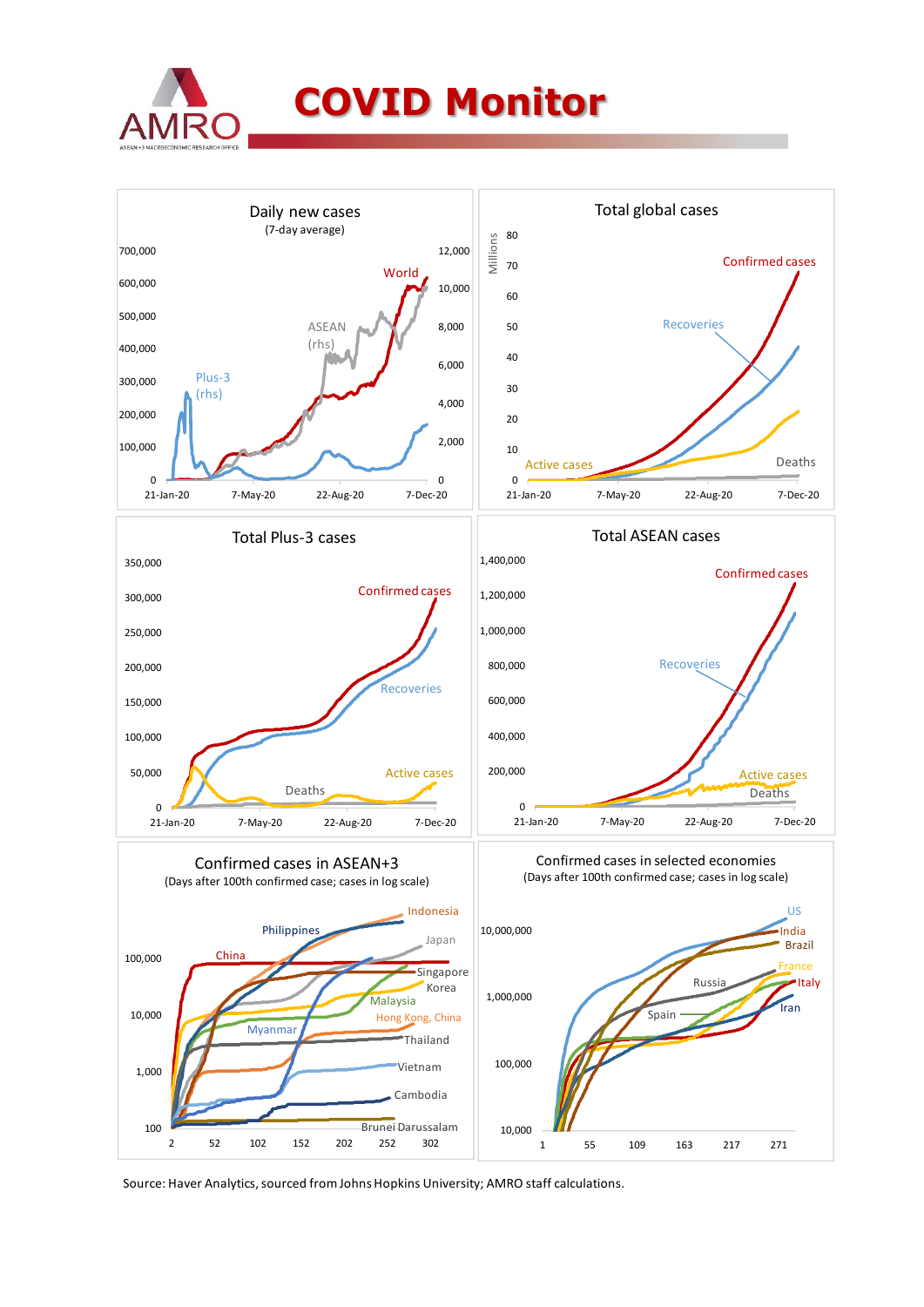# COVID Monitor

Daily new cases
(7-day average)

700,000
600,000
500,000
400,000
300,000
200,000
100,000
0

12,000
10,000
8,000
6,000
4,000
2,000
0

World
ASEAN (rhs)
Plus-3 (rhs)

21-Jan-20 7-May-20 22-Aug-20 7-Dec-20

Total global cases

Millions
80
70
60
50
40
30
20
10
0

Confirmed cases
Recoveries
Active cases
Deaths

21-Jan-20 7-May-20 22-Aug-20 7-Dec-20

Total Plus-3 cases

350,000
300,000
250,000
200,000
150,000
100,000
50,000
0

Confirmed cases
Recoveries
Active cases
Deaths

21-Jan-20 7-May-20 22-Aug-20 7-Dec-20

Total ASEAN cases

1,400,000
1,200,000
1,000,000
800,000
600,000
400,000
200,000
0

Confirmed cases
Recoveries
Active cases
Deaths

21-Jan-20 7-May-20 22-Aug-20 7-Dec-20

Confirmed cases in ASEAN+3
(Days after 100th confirmed case; cases in log scale)

100,000
10,000
1,000
100

Indonesia
Philippines
Japan
China
Singapore
Korea
Malaysia
Hong Kong, China
Myanmar
Thailand
Vietnam
Cambodia
Brunei Darussalam

2 52 102 152 202 252 302

Confirmed cases in selected economies
(Days after 100th confirmed case; cases in log scale)

10,000,000
1,000,000
100,000
10,000

US
India
Brazil
France
Russia
Italy
Spain
Iran

1 55 109 163 217 271

Source: Haver Analytics, sourced from Johns Hopkins University; AMRO staff calculations.